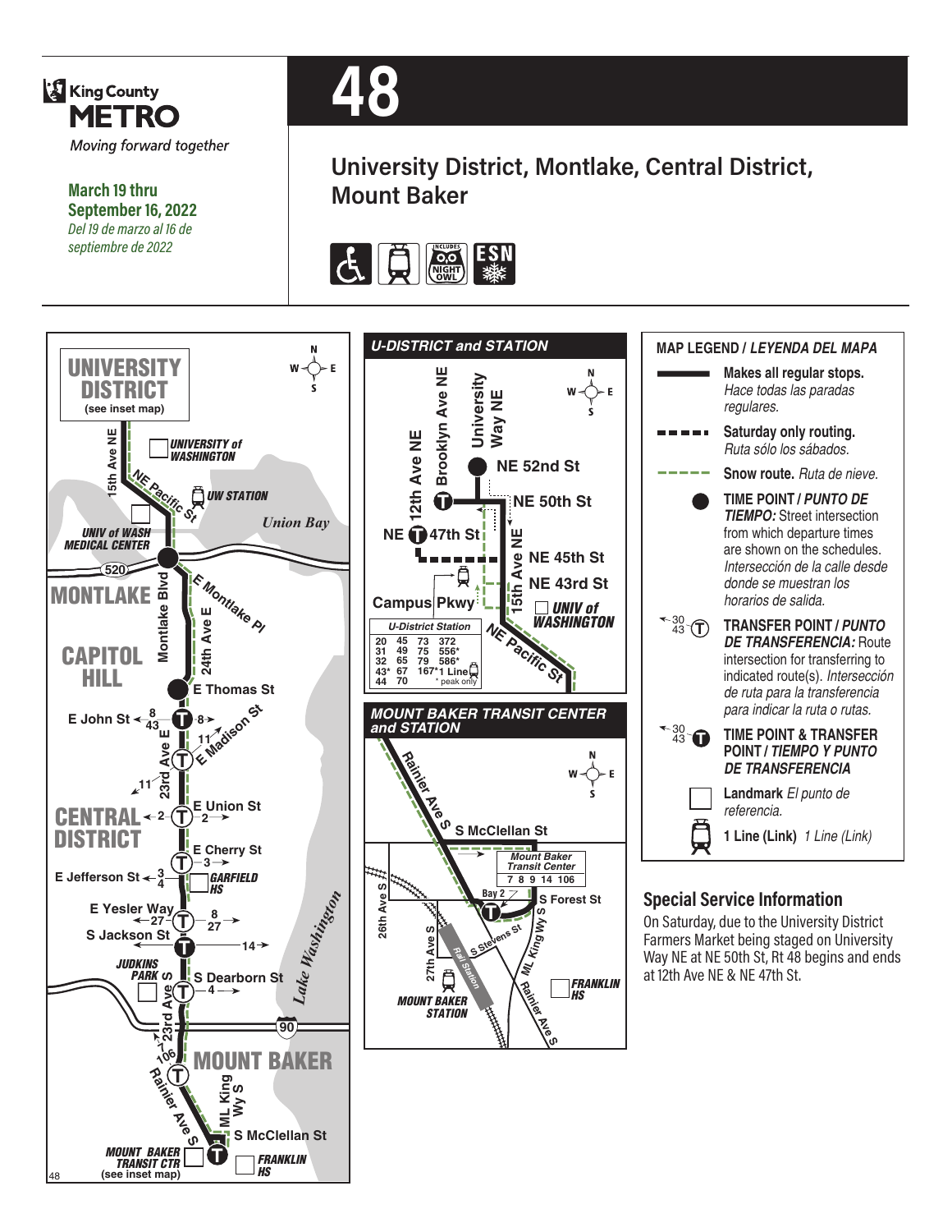King County METRO

*Moving forward together*

**March 19 thru September 16, 2022**

*Del 19 de marzo al 16 de septiembre de 2022*

# 48

## University District, Montlake, Central District, Mount Baker

UNIVERSITY DISTRICT (see inset map)

15th Ave NE · NE Pacific St · UNIVERSITY of WASHINGTON · UW STATION · Union Bay · UNIV of WASH MEDICAL CENTER · 520

MONTLAKE · Montlake Blvd · E Montlake Pl · 24th Ave E

CAPITOL HILL · E Thomas St

E John St ← 8 43 · 8 → · 11 · E Madison St · 23rd Ave E · 11

CENTRAL DISTRICT ← 2 · E Union St · 2 →

E Cherry St · 3 → · E Jefferson St ← 3 4 · GARFIELD HS

E Yesler Way ← 27 · 8 27 → · S Jackson St · 14 → · Lake Washington

JUDKINS PARK S · S Dearborn St · 4 → · 23rd Ave S · 90

106 · MOUNT BAKER · Rainier Ave S · ML King Wy S · S McClellan St · MOUNT BAKER TRANSIT CTR (see inset map) · FRANKLIN HS

### U-DISTRICT and STATION

12th Ave NE · Brooklyn Ave NE · University Way NE · NE 52nd St · NE 50th St · NE 47th St · NE 45th St · NE 43rd St · 15th Ave NE · Campus Pkwy · UNIV of WASHINGTON · NE Pacific St

| U-District Station | | | | |
|---|---|---|---|---|
| 20 | 45 | 73 | 372 | |
| 31 | 49 | 75 | 556* | |
| 32 | 65 | 79 | 586* | |
| 43* | 67 | 167* | 1 Line | |
| 44 | 70 | | * peak only | |

### MOUNT BAKER TRANSIT CENTER and STATION

Rainier Ave S · S McClellan St · 26th Ave S · 27th Ave S · Bay 2 · S Forest St · S Stevens St · ML King Wy S · Rail Station · MOUNT BAKER STATION · FRANKLIN HS · Rainier Ave S

| Mount Baker Transit Center | | | | |
|---|---|---|---|---|
| 7 | 8 | 9 | 14 | 106 |

### MAP LEGEND / *LEYENDA DEL MAPA*

- **Makes all regular stops.** *Hace todas las paradas regulares.*
- **Saturday only routing.** *Ruta sólo los sábados.*
- **Snow route.** *Ruta de nieve.*
- **TIME POINT / *PUNTO DE TIEMPO:*** Street intersection from which departure times are shown on the schedules. *Intersección de la calle desde donde se muestran los horarios de salida.*
- **TRANSFER POINT / *PUNTO DE TRANSFERENCIA:*** Route intersection for transferring to indicated route(s). *Intersección de ruta para la transferencia para indicar la ruta o rutas.*
- **TIME POINT & TRANSFER POINT / *TIEMPO Y PUNTO DE TRANSFERENCIA***
- **Landmark** *El punto de referencia.*
- **1 Line (Link)** *1 Line (Link)*

## Special Service Information

On Saturday, due to the University District Farmers Market being staged on University Way NE at NE 50th St, Rt 48 begins and ends at 12th Ave NE & NE 47th St.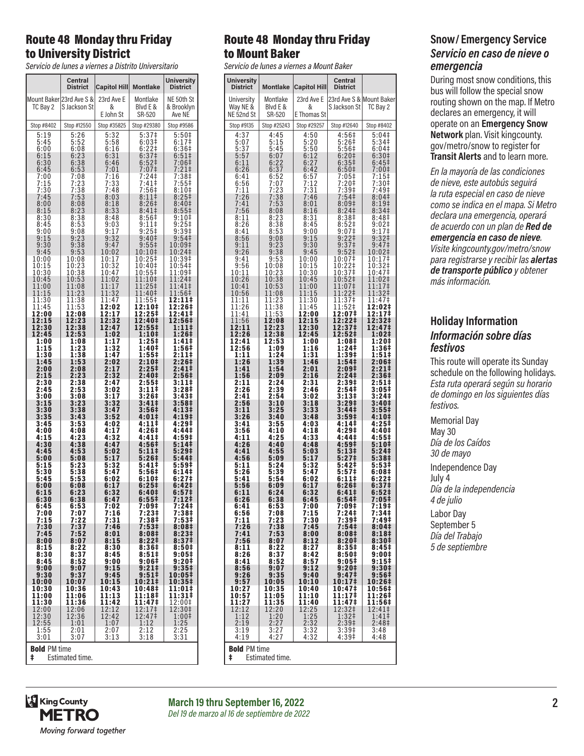## Route 48 Monday thru Friday to University District

*Servicio de lunes a viernes a Distrito Universitario*

| | Central District | Capitol Hill | Montlake | University District |
|---|---|---|---|---|
| Mount Baker TC Bay 2 | 23rd Ave S & S Jackson St | 23rd Ave E & E John St | Montlake Blvd E & SR-520 | NE 50th St & Brooklyn Ave NE |
| Stop #8402 | Stop #12550 | Stop #35825 | Stop #29380 | Stop #9586 |
| 5:19 | 5:26 | 5:32 | 5:37‡ | 5:50‡ |
| 5:45 | 5:52 | 5:58 | 6:03‡ | 6:17‡ |
| 6:00 | 6:08 | 6:16 | 6:22‡ | 6:36‡ |
| 6:15 | 6:23 | 6:31 | 6:37‡ | 6:51‡ |
| 6:30 | 6:38 | 6:46 | 6:52‡ | 7:06‡ |
| 6:45 | 6:53 | 7:01 | 7:07‡ | 7:21‡ |
| 7:00 | 7:08 | 7:16 | 7:24‡ | 7:38‡ |
| 7:15 | 7:23 | 7:33 | 7:41‡ | 7:55‡ |
| 7:30 | 7:38 | 7:48 | 7:56‡ | 8:10‡ |
| 7:45 | 7:53 | 8:03 | 8:11‡ | 8:25‡ |
| 8:00 | 8:08 | 8:18 | 8:26‡ | 8:40‡ |
| 8:15 | 8:23 | 8:33 | 8:41‡ | 8:55‡ |
| 8:30 | 8:38 | 8:48 | 8:56‡ | 9:10‡ |
| 8:45 | 8:53 | 9:03 | 9:11‡ | 9:25‡ |
| 9:00 | 9:08 | 9:17 | 9:25‡ | 9:39‡ |
| 9:15 | 9:23 | 9:32 | 9:40‡ | 9:54‡ |
| 9:30 | 9:38 | 9:47 | 9:55‡ | 10:09‡ |
| 9:45 | 9:53 | 10:02 | 10:10‡ | 10:24‡ |
| 10:00 | 10:08 | 10:17 | 10:25‡ | 10:39‡ |
| 10:15 | 10:23 | 10:32 | 10:40‡ | 10:54‡ |
| 10:30 | 10:38 | 10:47 | 10:55‡ | 11:09‡ |
| 10:45 | 10:53 | 11:02 | 11:10‡ | 11:24‡ |
| 11:00 | 11:08 | 11:17 | 11:25‡ | 11:41‡ |
| 11:15 | 11:23 | 11:32 | 11:40‡ | 11:56‡ |
| 11:30 | 11:38 | 11:47 | 11:55‡ | **12:11‡** |
| 11:45 | 11:53 | **12:02** | **12:10‡** | **12:26‡** |
| **12:00** | **12:08** | **12:17** | **12:25‡** | **12:41‡** |
| **12:15** | **12:23** | **12:32** | **12:40‡** | **12:56‡** |
| **12:30** | **12:38** | **12:47** | **12:55‡** | **1:11‡** |
| **12:45** | **12:53** | **1:02** | **1:10‡** | **1:26‡** |
| **1:00** | **1:08** | **1:17** | **1:25‡** | **1:41‡** |
| **1:15** | **1:23** | **1:32** | **1:40‡** | **1:56‡** |
| **1:30** | **1:38** | **1:47** | **1:55‡** | **2:11‡** |
| **1:45** | **1:53** | **2:02** | **2:10‡** | **2:26‡** |
| **2:00** | **2:08** | **2:17** | **2:25‡** | **2:41‡** |
| **2:15** | **2:23** | **2:32** | **2:40‡** | **2:56‡** |
| **2:30** | **2:38** | **2:47** | **2:55‡** | **3:11‡** |
| **2:45** | **2:53** | **3:02** | **3:11‡** | **3:28‡** |
| **3:00** | **3:08** | **3:17** | **3:26‡** | **3:43‡** |
| **3:15** | **3:23** | **3:32** | **3:41‡** | **3:58‡** |
| **3:30** | **3:38** | **3:47** | **3:56‡** | **4:13‡** |
| **3:35** | **3:43** | **3:52** | **4:01‡** | **4:19‡** |
| **3:45** | **3:53** | **4:02** | **4:11‡** | **4:29‡** |
| **4:00** | **4:08** | **4:17** | **4:26‡** | **4:44‡** |
| **4:15** | **4:23** | **4:32** | **4:41‡** | **4:59‡** |
| **4:30** | **4:38** | **4:47** | **4:56‡** | **5:14‡** |
| **4:45** | **4:53** | **5:02** | **5:11‡** | **5:29‡** |
| **5:00** | **5:08** | **5:17** | **5:26‡** | **5:44‡** |
| **5:15** | **5:23** | **5:32** | **5:41‡** | **5:59‡** |
| **5:30** | **5:38** | **5:47** | **5:56‡** | **6:14‡** |
| **5:45** | **5:53** | **6:02** | **6:10‡** | **6:27‡** |
| **6:00** | **6:08** | **6:17** | **6:25‡** | **6:42‡** |
| **6:15** | **6:23** | **6:32** | **6:40‡** | **6:57‡** |
| **6:30** | **6:38** | **6:47** | **6:55‡** | **7:12‡** |
| **6:45** | **6:53** | **7:02** | **7:09‡** | **7:24‡** |
| **7:00** | **7:07** | **7:16** | **7:23‡** | **7:38‡** |
| **7:15** | **7:22** | **7:31** | **7:38‡** | **7:53‡** |
| **7:30** | **7:37** | **7:46** | **7:53‡** | **8:08‡** |
| **7:45** | **7:52** | **8:01** | **8:08‡** | **8:23‡** |
| **8:00** | **8:07** | **8:15** | **8:22‡** | **8:37‡** |
| **8:15** | **8:22** | **8:30** | **8:36‡** | **8:50‡** |
| **8:30** | **8:37** | **8:45** | **8:51‡** | **9:05‡** |
| **8:45** | **8:52** | **9:00** | **9:06‡** | **9:20‡** |
| **9:00** | **9:07** | **9:15** | **9:21‡** | **9:35‡** |
| **9:30** | **9:37** | **9:45** | **9:51‡** | **10:05‡** |
| **10:00** | **10:07** | **10:15** | **10:21‡** | **10:35‡** |
| **10:30** | **10:36** | **10:43** | **10:48‡** | **11:01‡** |
| **11:00** | **11:06** | **11:13** | **11:18‡** | **11:31‡** |
| **11:30** | **11:36** | **11:42** | **11:47‡** | 12:00‡ |
| 12:00 | 12:06 | 12:12 | 12:17‡ | 12:30‡ |
| 12:30 | 12:36 | 12:42 | 12:47‡ | 1:00‡ |
| 12:55 | 1:01 | 1:07 | 1:12 | 1:25 |
| 1:55 | 2:01 | 2:07 | 2:12 | 2:25 |
| 3:01 | 3:07 | 3:13 | 3:18 | 3:31 |

**Bold** PM time
‡ Estimated time.

## Route 48 Monday thru Friday to Mount Baker

*Servicio de lunes a viernes a Mount Baker*

| University District | Montlake | Capitol Hill | Central District | |
|---|---|---|---|---|
| University Way NE & NE 52nd St | Montlake Blvd E & SR-520 | 23rd Ave E & E Thomas St | 23rd Ave S & S Jackson St | Mount Baker TC Bay 2 |
| Stop #9135 | Stop #25243 | Stop #29257 | Stop #12640 | Stop #8402 |
| 4:37 | 4:45 | 4:50 | 4:56‡ | 5:04‡ |
| 5:07 | 5:15 | 5:20 | 5:26‡ | 5:34‡ |
| 5:37 | 5:45 | 5:50 | 5:56‡ | 6:04‡ |
| 5:57 | 6:07 | 6:12 | 6:20‡ | 6:30‡ |
| 6:11 | 6:22 | 6:27 | 6:35‡ | 6:45‡ |
| 6:26 | 6:37 | 6:42 | 6:50‡ | 7:00‡ |
| 6:41 | 6:52 | 6:57 | 7:05‡ | 7:15‡ |
| 6:56 | 7:07 | 7:12 | 7:20‡ | 7:30‡ |
| 7:11 | 7:23 | 7:31 | 7:39‡ | 7:49‡ |
| 7:26 | 7:38 | 7:46 | 7:54‡ | 8:04‡ |
| 7:41 | 7:53 | 8:01 | 8:09‡ | 8:19‡ |
| 7:56 | 8:08 | 8:16 | 8:24‡ | 8:34‡ |
| 8:11 | 8:23 | 8:31 | 8:38‡ | 8:48‡ |
| 8:26 | 8:38 | 8:45 | 8:52‡ | 9:02‡ |
| 8:41 | 8:53 | 9:00 | 9:07‡ | 9:17‡ |
| 8:56 | 9:08 | 9:15 | 9:22‡ | 9:32‡ |
| 9:11 | 9:23 | 9:30 | 9:37‡ | 9:47‡ |
| 9:26 | 9:38 | 9:45 | 9:52‡ | 10:02‡ |
| 9:41 | 9:53 | 10:00 | 10:07‡ | 10:17‡ |
| 9:56 | 10:08 | 10:15 | 10:22‡ | 10:32‡ |
| 10:11 | 10:23 | 10:30 | 10:37‡ | 10:47‡ |
| 10:26 | 10:38 | 10:45 | 10:52‡ | 11:02‡ |
| 10:41 | 10:53 | 11:00 | 11:07‡ | 11:17‡ |
| 10:56 | 11:08 | 11:15 | 11:22‡ | 11:32‡ |
| 11:11 | 11:23 | 11:30 | 11:37‡ | 11:47‡ |
| 11:26 | 11:38 | 11:45 | 11:52‡ | **12:02‡** |
| 11:41 | 11:53 | **12:00** | **12:07‡** | **12:17‡** |
| 11:56 | **12:08** | **12:15** | **12:22‡** | **12:32‡** |
| **12:11** | **12:23** | **12:30** | **12:37‡** | **12:47‡** |
| **12:26** | **12:38** | **12:45** | **12:52‡** | **1:02‡** |
| **12:41** | **12:53** | **1:00** | **1:08‡** | **1:20‡** |
| **12:56** | **1:09** | **1:16** | **1:24‡** | **1:36‡** |
| **1:11** | **1:24** | **1:31** | **1:39‡** | **1:51‡** |
| **1:26** | **1:39** | **1:46** | **1:54‡** | **2:06‡** |
| **1:41** | **1:54** | **2:01** | **2:09‡** | **2:21‡** |
| **1:56** | **2:09** | **2:16** | **2:24‡** | **2:36‡** |
| **2:11** | **2:24** | **2:31** | **2:39‡** | **2:51‡** |
| **2:26** | **2:39** | **2:46** | **2:54‡** | **3:05‡** |
| **2:41** | **2:54** | **3:02** | **3:13‡** | **3:24‡** |
| **2:56** | **3:10** | **3:18** | **3:29‡** | **3:40‡** |
| **3:11** | **3:25** | **3:33** | **3:44‡** | **3:55‡** |
| **3:26** | **3:40** | **3:48** | **3:59‡** | **4:10‡** |
| **3:41** | **3:55** | **4:03** | **4:14‡** | **4:25‡** |
| **3:56** | **4:10** | **4:18** | **4:29‡** | **4:40‡** |
| **4:11** | **4:25** | **4:33** | **4:44‡** | **4:55‡** |
| **4:26** | **4:40** | **4:48** | **4:59‡** | **5:10‡** |
| **4:41** | **4:55** | **5:03** | **5:13‡** | **5:24‡** |
| **4:56** | **5:09** | **5:17** | **5:27‡** | **5:38‡** |
| **5:11** | **5:24** | **5:32** | **5:42‡** | **5:53‡** |
| **5:26** | **5:39** | **5:47** | **5:57‡** | **6:08‡** |
| **5:41** | **5:54** | **6:02** | **6:11‡** | **6:22‡** |
| **5:56** | **6:09** | **6:17** | **6:26‡** | **6:37‡** |
| **6:11** | **6:24** | **6:32** | **6:41‡** | **6:52‡** |
| **6:26** | **6:38** | **6:45** | **6:54‡** | **7:05‡** |
| **6:41** | **6:53** | **7:00** | **7:09‡** | **7:19‡** |
| **6:56** | **7:08** | **7:15** | **7:24‡** | **7:34‡** |
| **7:11** | **7:23** | **7:30** | **7:39‡** | **7:49‡** |
| **7:26** | **7:38** | **7:45** | **7:54‡** | **8:04‡** |
| **7:41** | **7:53** | **8:00** | **8:08‡** | **8:18‡** |
| **7:56** | **8:07** | **8:12** | **8:20‡** | **8:30‡** |
| **8:11** | **8:22** | **8:27** | **8:35‡** | **8:45‡** |
| **8:26** | **8:37** | **8:42** | **8:50‡** | **9:00‡** |
| **8:41** | **8:52** | **8:57** | **9:05‡** | **9:15‡** |
| **8:56** | **9:07** | **9:12** | **9:20‡** | **9:30‡** |
| **9:26** | **9:35** | **9:40** | **9:47‡** | **9:56‡** |
| **9:57** | **10:05** | **10:10** | **10:17‡** | **10:26‡** |
| **10:27** | **10:35** | **10:40** | **10:47‡** | **10:56‡** |
| **10:57** | **11:05** | **11:10** | **11:17‡** | **11:26‡** |
| **11:27** | **11:35** | **11:40** | **11:47‡** | **11:56‡** |
| 12:12 | 12:20 | 12:25 | 12:32‡ | 12:41‡ |
| 1:12 | 1:20 | 1:25 | 1:32‡ | 1:41‡ |
| 2:19 | 2:27 | 2:32 | 2:39‡ | 2:48‡ |
| 3:19 | 3:27 | 3:32 | 3:39‡ | 3:48 |
| 4:19 | 4:27 | 4:32 | 4:39‡ | 4:48 |

**Bold** PM time
‡ Estimated time.

## Snow / Emergency Service
### *Servicio en caso de nieve o emergencia*

During most snow conditions, this bus will follow the special snow routing shown on the map. If Metro declares an emergency, it will operate on an **Emergency Snow Network** plan. Visit kingcounty.gov/metro/snow to register for **Transit Alerts** and to learn more.

*En la mayoría de las condiciones de nieve, este autobús seguirá la ruta especial en caso de nieve como se indica en el mapa. Si Metro declara una emergencia, operará de acuerdo con un plan de **Red de emergencia en caso de nieve**. Visite kingcounty.gov/metro/snow para registrarse y recibir las **alertas de transporte público** y obtener más información.*

## Holiday Information
### *Información sobre días festivos*

This route will operate its Sunday schedule on the following holidays.
*Esta ruta operará según su horario de domingo en los siguientes días festivos.*

Memorial Day
May 30
*Día de los Caídos*
*30 de mayo*

Independence Day
July 4
*Día de la independencia*
*4 de julio*

Labor Day
September 5
*Día del Trabajo*
*5 de septiembre*

**March 19 thru September 16, 2022**
*Del 19 de marzo al 16 de septiembre de 2022*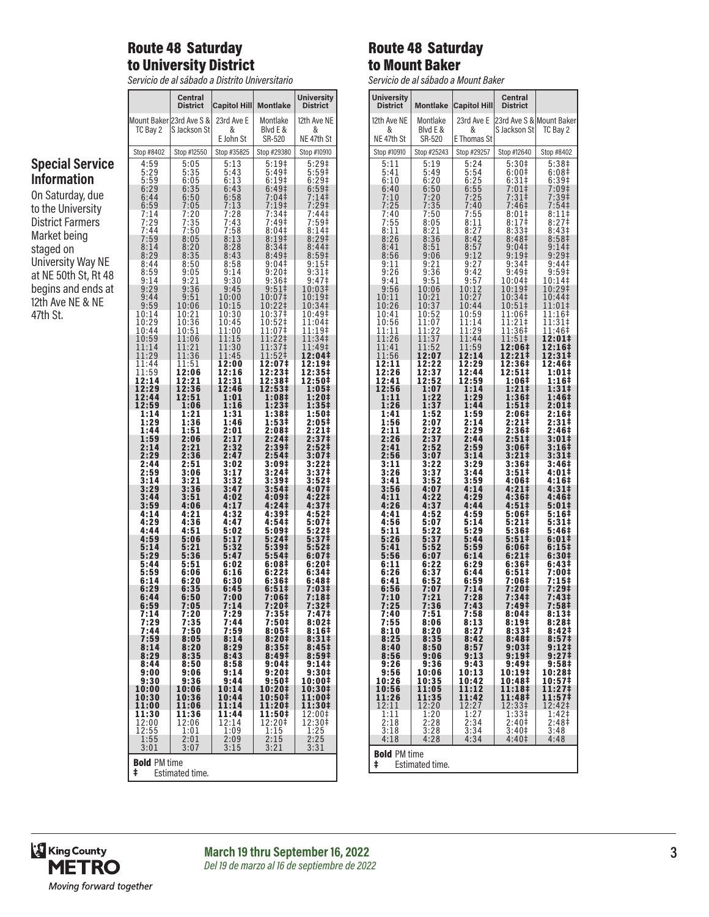## Special Service Information

On Saturday, due to the University District Farmers Market being staged on University Way NE at NE 50th St, Rt 48 begins and ends at 12th Ave NE & NE 47th St.

## Route 48 Saturday to University District

*Servicio de al sábado a Distrito Universitario*

| | Central District | Capitol Hill | Montlake | University District |
|---|---|---|---|---|
| Mount Baker TC Bay 2 | 23rd Ave S & S Jackson St | 23rd Ave E & E John St | Montlake Blvd E & SR-520 | 12th Ave NE & NE 47th St |
| Stop #8402 | Stop #12550 | Stop #35825 | Stop #29380 | Stop #10910 |
| 4:59 | 5:05 | 5:13 | 5:19‡ | 5:29‡ |
| 5:29 | 5:35 | 5:43 | 5:49‡ | 5:59‡ |
| 5:59 | 6:05 | 6:13 | 6:19‡ | 6:29‡ |
| 6:29 | 6:35 | 6:43 | 6:49‡ | 6:59‡ |
| 6:44 | 6:50 | 6:58 | 7:04‡ | 7:14‡ |
| 6:59 | 7:05 | 7:13 | 7:19‡ | 7:29‡ |
| 7:14 | 7:20 | 7:28 | 7:34‡ | 7:44‡ |
| 7:29 | 7:35 | 7:43 | 7:49‡ | 7:59‡ |
| 7:44 | 7:50 | 7:58 | 8:04‡ | 8:14‡ |
| 7:59 | 8:05 | 8:13 | 8:19‡ | 8:29‡ |
| 8:14 | 8:20 | 8:28 | 8:34‡ | 8:44‡ |
| 8:29 | 8:35 | 8:43 | 8:49‡ | 8:59‡ |
| 8:44 | 8:50 | 8:58 | 9:04‡ | 9:15‡ |
| 8:59 | 9:05 | 9:14 | 9:20‡ | 9:31‡ |
| 9:14 | 9:21 | 9:30 | 9:36‡ | 9:47‡ |
| 9:29 | 9:36 | 9:45 | 9:51‡ | 10:03‡ |
| 9:44 | 9:51 | 10:00 | 10:07‡ | 10:19‡ |
| 9:59 | 10:06 | 10:15 | 10:22‡ | 10:34‡ |
| 10:14 | 10:21 | 10:30 | 10:37‡ | 10:49‡ |
| 10:29 | 10:36 | 10:45 | 10:52‡ | 11:04‡ |
| 10:44 | 10:51 | 11:00 | 11:07‡ | 11:19‡ |
| 10:59 | 11:06 | 11:15 | 11:22‡ | 11:34‡ |
| 11:14 | 11:21 | 11:30 | 11:37‡ | 11:49‡ |
| 11:29 | 11:36 | 11:45 | 11:52‡ | **12:04‡** |
| 11:44 | 11:51 | **12:00** | **12:07‡** | **12:19‡** |
| 11:59 | **12:06** | **12:16** | **12:23‡** | **12:35‡** |
| **12:14** | **12:21** | **12:31** | **12:38‡** | **12:50‡** |
| **12:29** | **12:36** | **12:46** | **12:53‡** | **1:05‡** |
| **12:44** | **12:51** | **1:01** | **1:08‡** | **1:20‡** |
| **12:59** | **1:06** | **1:16** | **1:23‡** | **1:35‡** |
| **1:14** | **1:21** | **1:31** | **1:38‡** | **1:50‡** |
| **1:29** | **1:36** | **1:46** | **1:53‡** | **2:05‡** |
| **1:44** | **1:51** | **2:01** | **2:08‡** | **2:21‡** |
| **1:59** | **2:06** | **2:17** | **2:24‡** | **2:37‡** |
| **2:14** | **2:21** | **2:32** | **2:39‡** | **2:52‡** |
| **2:29** | **2:36** | **2:47** | **2:54‡** | **3:07‡** |
| **2:44** | **2:51** | **3:02** | **3:09‡** | **3:22‡** |
| **2:59** | **3:06** | **3:17** | **3:24‡** | **3:37‡** |
| **3:14** | **3:21** | **3:32** | **3:39‡** | **3:52‡** |
| **3:29** | **3:36** | **3:47** | **3:54‡** | **4:07‡** |
| **3:44** | **3:51** | **4:02** | **4:09‡** | **4:22‡** |
| **3:59** | **4:06** | **4:17** | **4:24‡** | **4:37‡** |
| **4:14** | **4:21** | **4:32** | **4:39‡** | **4:52‡** |
| **4:29** | **4:36** | **4:47** | **4:54‡** | **5:07‡** |
| **4:44** | **4:51** | **5:02** | **5:09‡** | **5:22‡** |
| **4:59** | **5:06** | **5:17** | **5:24‡** | **5:37‡** |
| **5:14** | **5:21** | **5:32** | **5:39‡** | **5:52‡** |
| **5:29** | **5:36** | **5:47** | **5:54‡** | **6:07‡** |
| **5:44** | **5:51** | **6:02** | **6:08‡** | **6:20‡** |
| **5:59** | **6:06** | **6:16** | **6:22‡** | **6:34‡** |
| **6:14** | **6:20** | **6:30** | **6:36‡** | **6:48‡** |
| **6:29** | **6:35** | **6:45** | **6:51‡** | **7:03‡** |
| **6:44** | **6:50** | **7:00** | **7:06‡** | **7:18‡** |
| **6:59** | **7:05** | **7:14** | **7:20‡** | **7:32‡** |
| **7:14** | **7:20** | **7:29** | **7:35‡** | **7:47‡** |
| **7:29** | **7:35** | **7:44** | **7:50‡** | **8:02‡** |
| **7:44** | **7:50** | **7:59** | **8:05‡** | **8:16‡** |
| **7:59** | **8:05** | **8:14** | **8:20‡** | **8:31‡** |
| **8:14** | **8:20** | **8:29** | **8:35‡** | **8:45‡** |
| **8:29** | **8:35** | **8:43** | **8:49‡** | **8:59‡** |
| **8:44** | **8:50** | **8:58** | **9:04‡** | **9:14‡** |
| **9:00** | **9:06** | **9:14** | **9:20‡** | **9:30‡** |
| **9:30** | **9:36** | **9:44** | **9:50‡** | **10:00‡** |
| **10:00** | **10:06** | **10:14** | **10:20‡** | **10:30‡** |
| **10:30** | **10:36** | **10:44** | **10:50‡** | **11:00‡** |
| **11:00** | **11:06** | **11:14** | **11:20‡** | **11:30‡** |
| **11:30** | **11:36** | **11:44** | **11:50‡** | 12:00‡ |
| 12:00 | 12:06 | 12:14 | 12:20‡ | 12:30‡ |
| 12:55 | 1:01 | 1:09 | 1:15 | 1:25 |
| 1:55 | 2:01 | 2:09 | 2:15 | 2:25 |
| 3:01 | 3:07 | 3:15 | 3:21 | 3:31 |

**Bold** PM time
‡ Estimated time.

## Route 48 Saturday to Mount Baker

*Servicio de al sábado a Mount Baker*

| University District | Montlake | Capitol Hill | Central District | |
|---|---|---|---|---|
| 12th Ave NE & NE 47th St | Montlake Blvd E & SR-520 | 23rd Ave E & E Thomas St | 23rd Ave S & S Jackson St | Mount Baker TC Bay 2 |
| Stop #10910 | Stop #25243 | Stop #29257 | Stop #12640 | Stop #8402 |
| 5:11 | 5:19 | 5:24 | 5:30‡ | 5:38‡ |
| 5:41 | 5:49 | 5:54 | 6:00‡ | 6:08‡ |
| 6:10 | 6:20 | 6:25 | 6:31‡ | 6:39‡ |
| 6:40 | 6:50 | 6:55 | 7:01‡ | 7:09‡ |
| 7:10 | 7:20 | 7:25 | 7:31‡ | 7:39‡ |
| 7:25 | 7:35 | 7:40 | 7:46‡ | 7:54‡ |
| 7:40 | 7:50 | 7:55 | 8:01‡ | 8:11‡ |
| 7:55 | 8:05 | 8:11 | 8:17‡ | 8:27‡ |
| 8:11 | 8:21 | 8:27 | 8:33‡ | 8:43‡ |
| 8:26 | 8:36 | 8:42 | 8:48‡ | 8:58‡ |
| 8:41 | 8:51 | 8:57 | 9:04‡ | 9:14‡ |
| 8:56 | 9:06 | 9:12 | 9:19‡ | 9:29‡ |
| 9:11 | 9:21 | 9:27 | 9:34‡ | 9:44‡ |
| 9:26 | 9:36 | 9:42 | 9:49‡ | 9:59‡ |
| 9:41 | 9:51 | 9:57 | 10:04‡ | 10:14‡ |
| 9:56 | 10:06 | 10:12 | 10:19‡ | 10:29‡ |
| 10:11 | 10:21 | 10:27 | 10:34‡ | 10:44‡ |
| 10:26 | 10:37 | 10:44 | 10:51‡ | 11:01‡ |
| 10:41 | 10:52 | 10:59 | 11:06‡ | 11:16‡ |
| 10:56 | 11:07 | 11:14 | 11:21‡ | 11:31‡ |
| 11:11 | 11:22 | 11:29 | 11:36‡ | 11:46‡ |
| 11:26 | 11:37 | 11:44 | 11:51‡ | **12:01‡** |
| 11:41 | 11:52 | 11:59 | **12:06‡** | **12:16‡** |
| 11:56 | **12:07** | **12:14** | **12:21‡** | **12:31‡** |
| **12:11** | **12:22** | **12:29** | **12:36‡** | **12:46‡** |
| **12:26** | **12:37** | **12:44** | **12:51‡** | **1:01‡** |
| **12:41** | **12:52** | **12:59** | **1:06‡** | **1:16‡** |
| **12:56** | **1:07** | **1:14** | **1:21‡** | **1:31‡** |
| **1:11** | **1:22** | **1:29** | **1:36‡** | **1:46‡** |
| **1:26** | **1:37** | **1:44** | **1:51‡** | **2:01‡** |
| **1:41** | **1:52** | **1:59** | **2:06‡** | **2:16‡** |
| **1:56** | **2:07** | **2:14** | **2:21‡** | **2:31‡** |
| **2:11** | **2:22** | **2:29** | **2:36‡** | **2:46‡** |
| **2:26** | **2:37** | **2:44** | **2:51‡** | **3:01‡** |
| **2:41** | **2:52** | **2:59** | **3:06‡** | **3:16‡** |
| **2:56** | **3:07** | **3:14** | **3:21‡** | **3:31‡** |
| **3:11** | **3:22** | **3:29** | **3:36‡** | **3:46‡** |
| **3:26** | **3:37** | **3:44** | **3:51‡** | **4:01‡** |
| **3:41** | **3:52** | **3:59** | **4:06‡** | **4:16‡** |
| **3:56** | **4:07** | **4:14** | **4:21‡** | **4:31‡** |
| **4:11** | **4:22** | **4:29** | **4:36‡** | **4:46‡** |
| **4:26** | **4:37** | **4:44** | **4:51‡** | **5:01‡** |
| **4:41** | **4:52** | **4:59** | **5:06‡** | **5:16‡** |
| **4:56** | **5:07** | **5:14** | **5:21‡** | **5:31‡** |
| **5:11** | **5:22** | **5:29** | **5:36‡** | **5:46‡** |
| **5:26** | **5:37** | **5:44** | **5:51‡** | **6:01‡** |
| **5:41** | **5:52** | **5:59** | **6:06‡** | **6:15‡** |
| **5:56** | **6:07** | **6:14** | **6:21‡** | **6:30‡** |
| **6:11** | **6:22** | **6:29** | **6:36‡** | **6:43‡** |
| **6:26** | **6:37** | **6:44** | **6:51‡** | **7:00‡** |
| **6:41** | **6:52** | **6:59** | **7:06‡** | **7:15‡** |
| **6:56** | **7:07** | **7:14** | **7:20‡** | **7:29‡** |
| **7:10** | **7:21** | **7:28** | **7:34‡** | **7:43‡** |
| **7:25** | **7:36** | **7:43** | **7:49‡** | **7:58‡** |
| **7:40** | **7:51** | **7:58** | **8:04‡** | **8:13‡** |
| **7:55** | **8:06** | **8:13** | **8:19‡** | **8:28‡** |
| **8:10** | **8:20** | **8:27** | **8:33‡** | **8:42‡** |
| **8:25** | **8:35** | **8:42** | **8:48‡** | **8:57‡** |
| **8:40** | **8:50** | **8:57** | **9:03‡** | **9:12‡** |
| **8:56** | **9:06** | **9:13** | **9:19‡** | **9:27‡** |
| **9:26** | **9:36** | **9:43** | **9:49‡** | **9:58‡** |
| **9:56** | **10:06** | **10:13** | **10:19‡** | **10:28‡** |
| **10:26** | **10:35** | **10:42** | **10:48‡** | **10:57‡** |
| **10:56** | **11:05** | **11:12** | **11:18‡** | **11:27‡** |
| **11:26** | **11:35** | **11:42** | **11:48‡** | **11:57‡** |
| 12:11 | 12:20 | 12:27 | 12:33‡ | 12:42‡ |
| 1:11 | 1:20 | 1:27 | 1:33‡ | 1:42‡ |
| 2:18 | 2:28 | 2:34 | 2:40‡ | 2:48‡ |
| 3:18 | 3:28 | 3:34 | 3:40‡ | 3:48 |
| 4:18 | 4:28 | 4:34 | 4:40‡ | 4:48 |

**Bold** PM time
‡ Estimated time.

King County METRO
*Moving forward together*

**March 19 thru September 16, 2022**
*Del 19 de marzo al 16 de septiembre de 2022*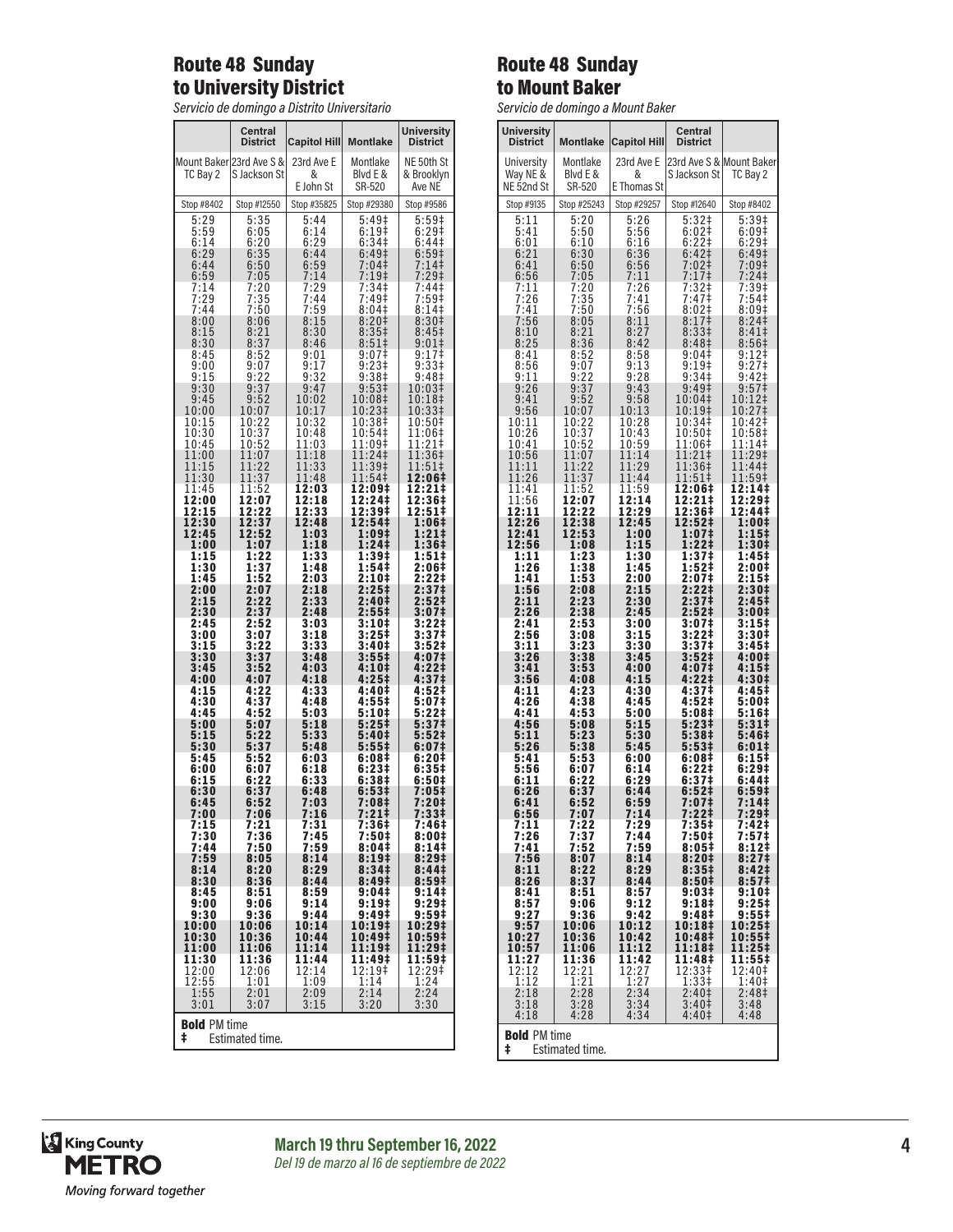## Route 48 Sunday to University District

*Servicio de domingo a Distrito Universitario*

| | Central District | Capitol Hill | Montlake | University District |
|---|---|---|---|---|
| Mount Baker TC Bay 2 | 23rd Ave S & S Jackson St | 23rd Ave E & E John St | Montlake Blvd E & SR-520 | NE 50th St & Brooklyn Ave NE |
| Stop #8402 | Stop #12550 | Stop #35825 | Stop #29380 | Stop #9586 |
| 5:29 | 5:35 | 5:44 | 5:49‡ | 5:59‡ |
| 5:59 | 6:05 | 6:14 | 6:19‡ | 6:29‡ |
| 6:14 | 6:20 | 6:29 | 6:34‡ | 6:44‡ |
| 6:29 | 6:35 | 6:44 | 6:49‡ | 6:59‡ |
| 6:44 | 6:50 | 6:59 | 7:04‡ | 7:14‡ |
| 6:59 | 7:05 | 7:14 | 7:19‡ | 7:29‡ |
| 7:14 | 7:20 | 7:29 | 7:34‡ | 7:44‡ |
| 7:29 | 7:35 | 7:44 | 7:49‡ | 7:59‡ |
| 7:44 | 7:50 | 7:59 | 8:04‡ | 8:14‡ |
| 8:00 | 8:06 | 8:15 | 8:20‡ | 8:30‡ |
| 8:15 | 8:21 | 8:30 | 8:35‡ | 8:45‡ |
| 8:30 | 8:37 | 8:46 | 8:51‡ | 9:01‡ |
| 8:45 | 8:52 | 9:01 | 9:07‡ | 9:17‡ |
| 9:00 | 9:07 | 9:17 | 9:23‡ | 9:33‡ |
| 9:15 | 9:22 | 9:32 | 9:38‡ | 9:48‡ |
| 9:30 | 9:37 | 9:47 | 9:53‡ | 10:03‡ |
| 9:45 | 9:52 | 10:02 | 10:08‡ | 10:18‡ |
| 10:00 | 10:07 | 10:17 | 10:23‡ | 10:33‡ |
| 10:15 | 10:22 | 10:32 | 10:38‡ | 10:50‡ |
| 10:30 | 10:37 | 10:48 | 10:54‡ | 11:06‡ |
| 10:45 | 10:52 | 11:03 | 11:09‡ | 11:21‡ |
| 11:00 | 11:07 | 11:18 | 11:24‡ | 11:36‡ |
| 11:15 | 11:22 | 11:33 | 11:39‡ | 11:51‡ |
| 11:30 | 11:37 | 11:48 | 11:54‡ | **12:06‡** |
| 11:45 | 11:52 | **12:03** | **12:09‡** | **12:21‡** |
| **12:00** | **12:07** | **12:18** | **12:24‡** | **12:36‡** |
| **12:15** | **12:22** | **12:33** | **12:39‡** | **12:51‡** |
| **12:30** | **12:37** | **12:48** | **12:54‡** | **1:06‡** |
| **12:45** | **12:52** | **1:03** | **1:09‡** | **1:21‡** |
| **1:00** | **1:07** | **1:18** | **1:24‡** | **1:36‡** |
| **1:15** | **1:22** | **1:33** | **1:39‡** | **1:51‡** |
| **1:30** | **1:37** | **1:48** | **1:54‡** | **2:06‡** |
| **1:45** | **1:52** | **2:03** | **2:10‡** | **2:22‡** |
| **2:00** | **2:07** | **2:18** | **2:25‡** | **2:37‡** |
| **2:15** | **2:22** | **2:33** | **2:40‡** | **2:52‡** |
| **2:30** | **2:37** | **2:48** | **2:55‡** | **3:07‡** |
| **2:45** | **2:52** | **3:03** | **3:10‡** | **3:22‡** |
| **3:00** | **3:07** | **3:18** | **3:25‡** | **3:37‡** |
| **3:15** | **3:22** | **3:33** | **3:40‡** | **3:52‡** |
| **3:30** | **3:37** | **3:48** | **3:55‡** | **4:07‡** |
| **3:45** | **3:52** | **4:03** | **4:10‡** | **4:22‡** |
| **4:00** | **4:07** | **4:18** | **4:25‡** | **4:37‡** |
| **4:15** | **4:22** | **4:33** | **4:40‡** | **4:52‡** |
| **4:30** | **4:37** | **4:48** | **4:55‡** | **5:07‡** |
| **4:45** | **4:52** | **5:03** | **5:10‡** | **5:22‡** |
| **5:00** | **5:07** | **5:18** | **5:25‡** | **5:37‡** |
| **5:15** | **5:22** | **5:33** | **5:40‡** | **5:52‡** |
| **5:30** | **5:37** | **5:48** | **5:55‡** | **6:07‡** |
| **5:45** | **5:52** | **6:03** | **6:08‡** | **6:20‡** |
| **6:00** | **6:07** | **6:18** | **6:23‡** | **6:35‡** |
| **6:15** | **6:22** | **6:33** | **6:38‡** | **6:50‡** |
| **6:30** | **6:37** | **6:48** | **6:53‡** | **7:05‡** |
| **6:45** | **6:52** | **7:03** | **7:08‡** | **7:20‡** |
| **7:00** | **7:06** | **7:16** | **7:21‡** | **7:33‡** |
| **7:15** | **7:21** | **7:31** | **7:36‡** | **7:46‡** |
| **7:30** | **7:36** | **7:45** | **7:50‡** | **8:00‡** |
| **7:44** | **7:50** | **7:59** | **8:04‡** | **8:14‡** |
| **7:59** | **8:05** | **8:14** | **8:19‡** | **8:29‡** |
| **8:14** | **8:20** | **8:29** | **8:34‡** | **8:44‡** |
| **8:30** | **8:36** | **8:44** | **8:49‡** | **8:59‡** |
| **8:45** | **8:51** | **8:59** | **9:04‡** | **9:14‡** |
| **9:00** | **9:06** | **9:14** | **9:19‡** | **9:29‡** |
| **9:30** | **9:36** | **9:44** | **9:49‡** | **9:59‡** |
| **10:00** | **10:06** | **10:14** | **10:19‡** | **10:29‡** |
| **10:30** | **10:36** | **10:44** | **10:49‡** | **10:59‡** |
| **11:00** | **11:06** | **11:14** | **11:19‡** | **11:29‡** |
| **11:30** | **11:36** | **11:44** | **11:49‡** | **11:59‡** |
| 12:00 | 12:06 | 12:14 | 12:19‡ | 12:29‡ |
| 12:55 | 1:01 | 1:09 | 1:14 | 1:24 |
| 1:55 | 2:01 | 2:09 | 2:14 | 2:24 |
| 3:01 | 3:07 | 3:15 | 3:20 | 3:30 |

**Bold** PM time
‡ Estimated time.

## Route 48 Sunday to Mount Baker

*Servicio de domingo a Mount Baker*

| University District | Montlake | Capitol Hill | Central District | |
|---|---|---|---|---|
| University Way NE & NE 52nd St | Montlake Blvd E & SR-520 | 23rd Ave E & E Thomas St | 23rd Ave S & S Jackson St | Mount Baker TC Bay 2 |
| Stop #9135 | Stop #25243 | Stop #29257 | Stop #12640 | Stop #8402 |
| 5:11 | 5:20 | 5:26 | 5:32‡ | 5:39‡ |
| 5:41 | 5:50 | 5:56 | 6:02‡ | 6:09‡ |
| 6:01 | 6:10 | 6:16 | 6:22‡ | 6:29‡ |
| 6:21 | 6:30 | 6:36 | 6:42‡ | 6:49‡ |
| 6:41 | 6:50 | 6:56 | 7:02‡ | 7:09‡ |
| 6:56 | 7:05 | 7:11 | 7:17‡ | 7:24‡ |
| 7:11 | 7:20 | 7:26 | 7:32‡ | 7:39‡ |
| 7:26 | 7:35 | 7:41 | 7:47‡ | 7:54‡ |
| 7:41 | 7:50 | 7:56 | 8:02‡ | 8:09‡ |
| 7:56 | 8:05 | 8:11 | 8:17‡ | 8:24‡ |
| 8:10 | 8:21 | 8:27 | 8:33‡ | 8:41‡ |
| 8:25 | 8:36 | 8:42 | 8:48‡ | 8:56‡ |
| 8:41 | 8:52 | 8:58 | 9:04‡ | 9:12‡ |
| 8:56 | 9:07 | 9:13 | 9:19‡ | 9:27‡ |
| 9:11 | 9:22 | 9:28 | 9:34‡ | 9:42‡ |
| 9:26 | 9:37 | 9:43 | 9:49‡ | 9:57‡ |
| 9:41 | 9:52 | 9:58 | 10:04‡ | 10:12‡ |
| 9:56 | 10:07 | 10:13 | 10:19‡ | 10:27‡ |
| 10:11 | 10:22 | 10:28 | 10:34‡ | 10:42‡ |
| 10:26 | 10:37 | 10:43 | 10:50‡ | 10:58‡ |
| 10:41 | 10:52 | 10:59 | 11:06‡ | 11:14‡ |
| 10:56 | 11:07 | 11:14 | 11:21‡ | 11:29‡ |
| 11:11 | 11:22 | 11:29 | 11:36‡ | 11:44‡ |
| 11:26 | 11:37 | 11:44 | 11:51‡ | 11:59‡ |
| 11:41 | 11:52 | 11:59 | **12:06‡** | **12:14‡** |
| 11:56 | **12:07** | **12:14** | **12:21‡** | **12:29‡** |
| **12:11** | **12:22** | **12:29** | **12:36‡** | **12:44‡** |
| **12:26** | **12:38** | **12:45** | **12:52‡** | **1:00‡** |
| **12:41** | **12:53** | **1:00** | **1:07‡** | **1:15‡** |
| **12:56** | **1:08** | **1:15** | **1:22‡** | **1:30‡** |
| **1:11** | **1:23** | **1:30** | **1:37‡** | **1:45‡** |
| **1:26** | **1:38** | **1:45** | **1:52‡** | **2:00‡** |
| **1:41** | **1:53** | **2:00** | **2:07‡** | **2:15‡** |
| **1:56** | **2:08** | **2:15** | **2:22‡** | **2:30‡** |
| **2:11** | **2:23** | **2:30** | **2:37‡** | **2:45‡** |
| **2:26** | **2:38** | **2:45** | **2:52‡** | **3:00‡** |
| **2:41** | **2:53** | **3:00** | **3:07‡** | **3:15‡** |
| **2:56** | **3:08** | **3:15** | **3:22‡** | **3:30‡** |
| **3:11** | **3:23** | **3:30** | **3:37‡** | **3:45‡** |
| **3:26** | **3:38** | **3:45** | **3:52‡** | **4:00‡** |
| **3:41** | **3:53** | **4:00** | **4:07‡** | **4:15‡** |
| **3:56** | **4:08** | **4:15** | **4:22‡** | **4:30‡** |
| **4:11** | **4:23** | **4:30** | **4:37‡** | **4:45‡** |
| **4:26** | **4:38** | **4:45** | **4:52‡** | **5:00‡** |
| **4:41** | **4:53** | **5:00** | **5:08‡** | **5:16‡** |
| **4:56** | **5:08** | **5:15** | **5:23‡** | **5:31‡** |
| **5:11** | **5:23** | **5:30** | **5:38‡** | **5:46‡** |
| **5:26** | **5:38** | **5:45** | **5:53‡** | **6:01‡** |
| **5:41** | **5:53** | **6:00** | **6:08‡** | **6:15‡** |
| **5:56** | **6:07** | **6:14** | **6:22‡** | **6:29‡** |
| **6:11** | **6:22** | **6:29** | **6:37‡** | **6:44‡** |
| **6:26** | **6:37** | **6:44** | **6:52‡** | **6:59‡** |
| **6:41** | **6:52** | **6:59** | **7:07‡** | **7:14‡** |
| **6:56** | **7:07** | **7:14** | **7:22‡** | **7:29‡** |
| **7:11** | **7:22** | **7:29** | **7:35‡** | **7:42‡** |
| **7:26** | **7:37** | **7:44** | **7:50‡** | **7:57‡** |
| **7:41** | **7:52** | **7:59** | **8:05‡** | **8:12‡** |
| **7:56** | **8:07** | **8:14** | **8:20‡** | **8:27‡** |
| **8:11** | **8:22** | **8:29** | **8:35‡** | **8:42‡** |
| **8:26** | **8:37** | **8:44** | **8:50‡** | **8:57‡** |
| **8:41** | **8:51** | **8:57** | **9:03‡** | **9:10‡** |
| **8:57** | **9:06** | **9:12** | **9:18‡** | **9:25‡** |
| **9:27** | **9:36** | **9:42** | **9:48‡** | **9:55‡** |
| **9:57** | **10:06** | **10:12** | **10:18‡** | **10:25‡** |
| **10:27** | **10:36** | **10:42** | **10:48‡** | **10:55‡** |
| **10:57** | **11:06** | **11:12** | **11:18‡** | **11:25‡** |
| **11:27** | **11:36** | **11:42** | **11:48‡** | **11:55‡** |
| 12:12 | 12:21 | 12:27 | 12:33‡ | 12:40‡ |
| 1:12 | 1:21 | 1:27 | 1:33‡ | 1:40‡ |
| 2:18 | 2:28 | 2:34 | 2:40‡ | 2:48‡ |
| 3:18 | 3:28 | 3:34 | 3:40‡ | 3:48 |
| 4:18 | 4:28 | 4:34 | 4:40‡ | 4:48 |

**Bold** PM time
‡ Estimated time.

King County METRO
*Moving forward together*

**March 19 thru September 16, 2022**
*Del 19 de marzo al 16 de septiembre de 2022*